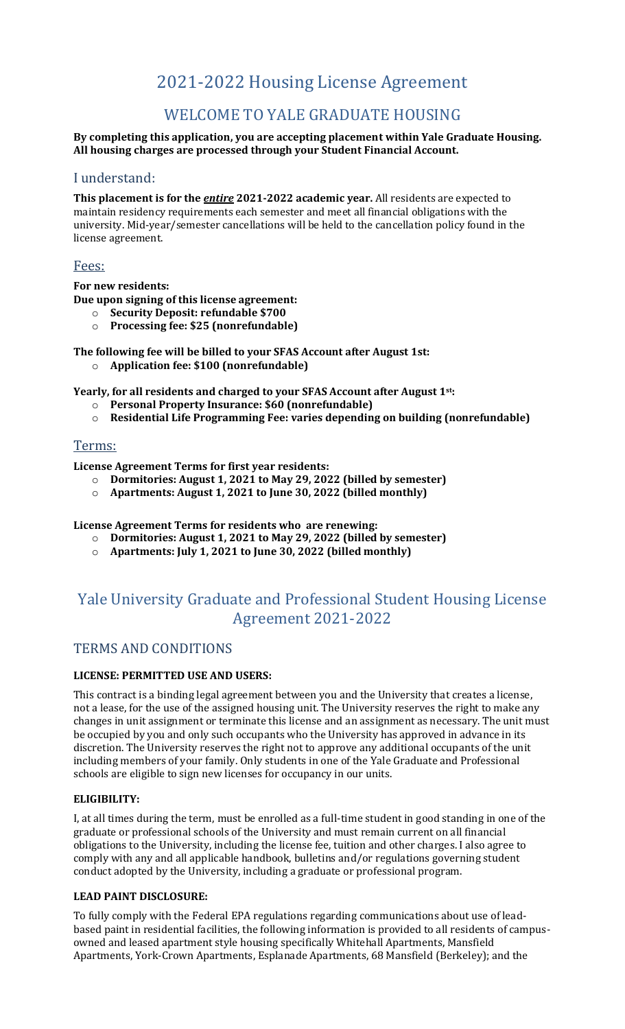# 2021-2022 Housing License Agreement

## WELCOME TO YALE GRADUATE HOUSING

**By completing this application, you are accepting placement within Yale Graduate Housing. All housing charges are processed through your Student Financial Account.**

### I understand:

**This placement is for the *entire* 2021-2022 academic year.** All residents are expected to maintain residency requirements each semester and meet all financial obligations with the university. Mid-year/semester cancellations will be held to the cancellation policy found in the license agreement.

### Fees:

**For new residents:**
**Due upon signing of this license agreement:**

- **Security Deposit: refundable $700**
- **Processing fee: $25 (nonrefundable)**

**The following fee will be billed to your SFAS Account after August 1st:**

- **Application fee: $100 (nonrefundable)**

**Yearly, for all residents and charged to your SFAS Account after August 1st:**

- **Personal Property Insurance: $60 (nonrefundable)**
- **Residential Life Programming Fee: varies depending on building (nonrefundable)**

### Terms:

**License Agreement Terms for first year residents:**

- **Dormitories: August 1, 2021 to May 29, 2022 (billed by semester)**
- **Apartments: August 1, 2021 to June 30, 2022 (billed monthly)**

**License Agreement Terms for residents who are renewing:**

- **Dormitories: August 1, 2021 to May 29, 2022 (billed by semester)**
- **Apartments: July 1, 2021 to June 30, 2022 (billed monthly)**

## Yale University Graduate and Professional Student Housing License Agreement 2021-2022

### TERMS AND CONDITIONS

**LICENSE: PERMITTED USE AND USERS:**

This contract is a binding legal agreement between you and the University that creates a license, not a lease, for the use of the assigned housing unit. The University reserves the right to make any changes in unit assignment or terminate this license and an assignment as necessary. The unit must be occupied by you and only such occupants who the University has approved in advance in its discretion. The University reserves the right not to approve any additional occupants of the unit including members of your family. Only students in one of the Yale Graduate and Professional schools are eligible to sign new licenses for occupancy in our units.

**ELIGIBILITY:**

I, at all times during the term, must be enrolled as a full-time student in good standing in one of the graduate or professional schools of the University and must remain current on all financial obligations to the University, including the license fee, tuition and other charges. I also agree to comply with any and all applicable handbook, bulletins and/or regulations governing student conduct adopted by the University, including a graduate or professional program.

**LEAD PAINT DISCLOSURE:**

To fully comply with the Federal EPA regulations regarding communications about use of lead-based paint in residential facilities, the following information is provided to all residents of campus-owned and leased apartment style housing specifically Whitehall Apartments, Mansfield Apartments, York-Crown Apartments, Esplanade Apartments, 68 Mansfield (Berkeley); and the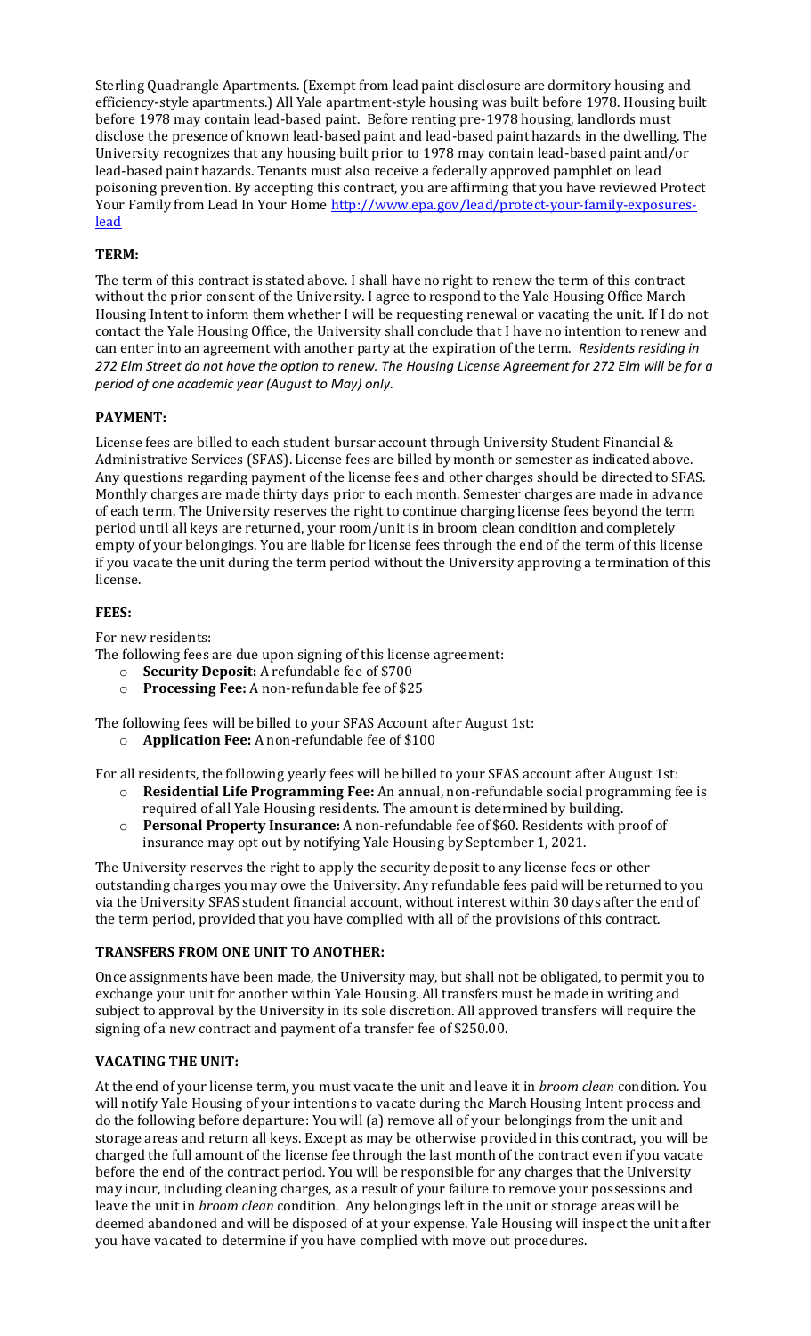Sterling Quadrangle Apartments. (Exempt from lead paint disclosure are dormitory housing and efficiency-style apartments.) All Yale apartment-style housing was built before 1978. Housing built before 1978 may contain lead-based paint. Before renting pre-1978 housing, landlords must disclose the presence of known lead-based paint and lead-based paint hazards in the dwelling. The University recognizes that any housing built prior to 1978 may contain lead-based paint and/or lead-based paint hazards. Tenants must also receive a federally approved pamphlet on lead poisoning prevention. By accepting this contract, you are affirming that you have reviewed Protect Your Family from Lead In Your Home [http://www.epa.gov/lead/protect-your-family-exposures-lead](http://www.epa.gov/lead/protect-your-family-exposures-lead)

**TERM:**

The term of this contract is stated above. I shall have no right to renew the term of this contract without the prior consent of the University. I agree to respond to the Yale Housing Office March Housing Intent to inform them whether I will be requesting renewal or vacating the unit. If I do not contact the Yale Housing Office, the University shall conclude that I have no intention to renew and can enter into an agreement with another party at the expiration of the term. *Residents residing in 272 Elm Street do not have the option to renew. The Housing License Agreement for 272 Elm will be for a period of one academic year (August to May) only.*

**PAYMENT:**

License fees are billed to each student bursar account through University Student Financial & Administrative Services (SFAS). License fees are billed by month or semester as indicated above. Any questions regarding payment of the license fees and other charges should be directed to SFAS. Monthly charges are made thirty days prior to each month. Semester charges are made in advance of each term. The University reserves the right to continue charging license fees beyond the term period until all keys are returned, your room/unit is in broom clean condition and completely empty of your belongings. You are liable for license fees through the end of the term of this license if you vacate the unit during the term period without the University approving a termination of this license.

**FEES:**

For new residents:

The following fees are due upon signing of this license agreement:

- **Security Deposit:** A refundable fee of $700
- **Processing Fee:** A non-refundable fee of $25

The following fees will be billed to your SFAS Account after August 1st:

- **Application Fee:** A non-refundable fee of $100

For all residents, the following yearly fees will be billed to your SFAS account after August 1st:

- **Residential Life Programming Fee:** An annual, non-refundable social programming fee is required of all Yale Housing residents. The amount is determined by building.
- **Personal Property Insurance:** A non-refundable fee of $60. Residents with proof of insurance may opt out by notifying Yale Housing by September 1, 2021.

The University reserves the right to apply the security deposit to any license fees or other outstanding charges you may owe the University. Any refundable fees paid will be returned to you via the University SFAS student financial account, without interest within 30 days after the end of the term period, provided that you have complied with all of the provisions of this contract.

**TRANSFERS FROM ONE UNIT TO ANOTHER:**

Once assignments have been made, the University may, but shall not be obligated, to permit you to exchange your unit for another within Yale Housing. All transfers must be made in writing and subject to approval by the University in its sole discretion. All approved transfers will require the signing of a new contract and payment of a transfer fee of $250.00.

**VACATING THE UNIT:**

At the end of your license term, you must vacate the unit and leave it in *broom clean* condition. You will notify Yale Housing of your intentions to vacate during the March Housing Intent process and do the following before departure: You will (a) remove all of your belongings from the unit and storage areas and return all keys. Except as may be otherwise provided in this contract, you will be charged the full amount of the license fee through the last month of the contract even if you vacate before the end of the contract period. You will be responsible for any charges that the University may incur, including cleaning charges, as a result of your failure to remove your possessions and leave the unit in *broom clean* condition. Any belongings left in the unit or storage areas will be deemed abandoned and will be disposed of at your expense. Yale Housing will inspect the unit after you have vacated to determine if you have complied with move out procedures.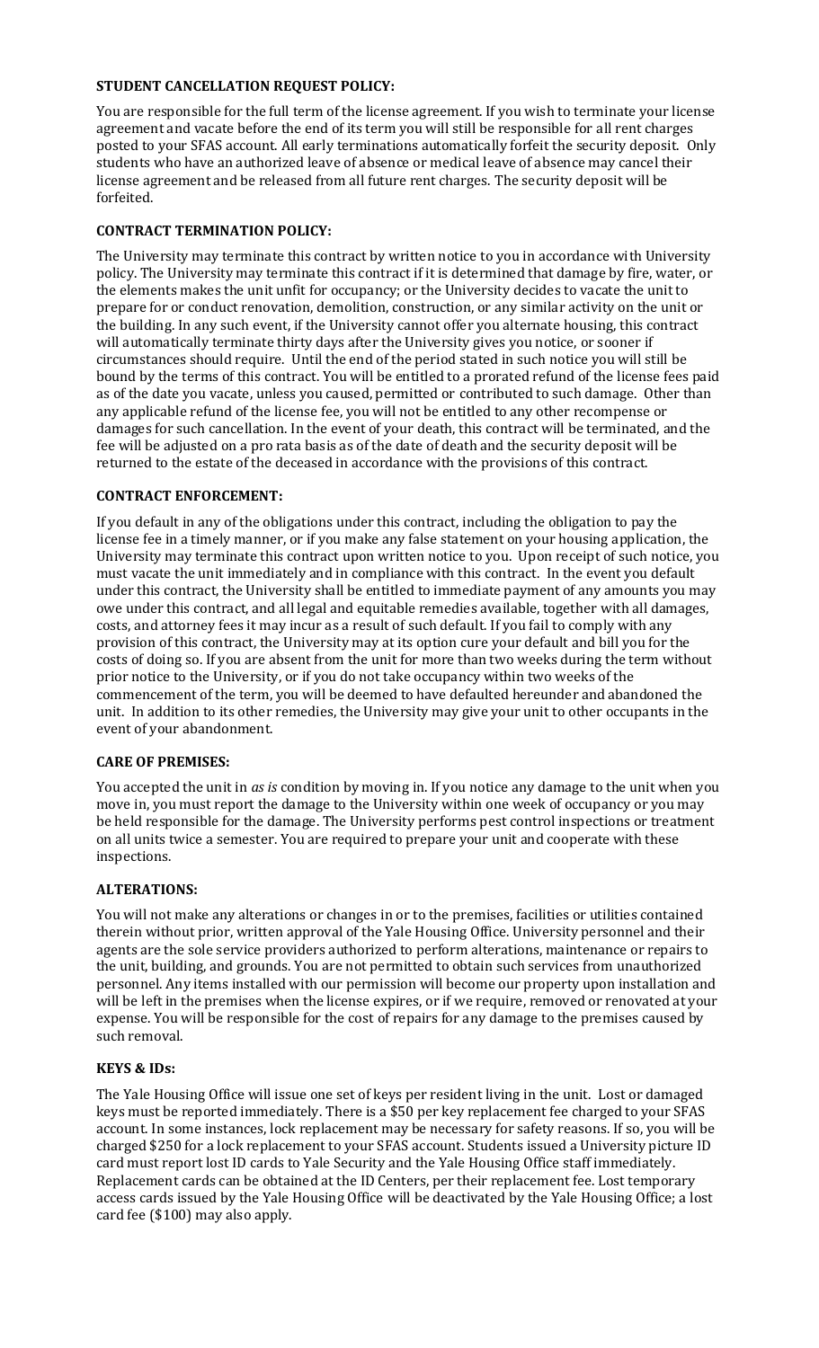**STUDENT CANCELLATION REQUEST POLICY:**

You are responsible for the full term of the license agreement. If you wish to terminate your license agreement and vacate before the end of its term you will still be responsible for all rent charges posted to your SFAS account. All early terminations automatically forfeit the security deposit. Only students who have an authorized leave of absence or medical leave of absence may cancel their license agreement and be released from all future rent charges. The security deposit will be forfeited.

**CONTRACT TERMINATION POLICY:**

The University may terminate this contract by written notice to you in accordance with University policy. The University may terminate this contract if it is determined that damage by fire, water, or the elements makes the unit unfit for occupancy; or the University decides to vacate the unit to prepare for or conduct renovation, demolition, construction, or any similar activity on the unit or the building. In any such event, if the University cannot offer you alternate housing, this contract will automatically terminate thirty days after the University gives you notice, or sooner if circumstances should require. Until the end of the period stated in such notice you will still be bound by the terms of this contract. You will be entitled to a prorated refund of the license fees paid as of the date you vacate, unless you caused, permitted or contributed to such damage. Other than any applicable refund of the license fee, you will not be entitled to any other recompense or damages for such cancellation. In the event of your death, this contract will be terminated, and the fee will be adjusted on a pro rata basis as of the date of death and the security deposit will be returned to the estate of the deceased in accordance with the provisions of this contract.

**CONTRACT ENFORCEMENT:**

If you default in any of the obligations under this contract, including the obligation to pay the license fee in a timely manner, or if you make any false statement on your housing application, the University may terminate this contract upon written notice to you. Upon receipt of such notice, you must vacate the unit immediately and in compliance with this contract. In the event you default under this contract, the University shall be entitled to immediate payment of any amounts you may owe under this contract, and all legal and equitable remedies available, together with all damages, costs, and attorney fees it may incur as a result of such default. If you fail to comply with any provision of this contract, the University may at its option cure your default and bill you for the costs of doing so. If you are absent from the unit for more than two weeks during the term without prior notice to the University, or if you do not take occupancy within two weeks of the commencement of the term, you will be deemed to have defaulted hereunder and abandoned the unit. In addition to its other remedies, the University may give your unit to other occupants in the event of your abandonment.

**CARE OF PREMISES:**

You accepted the unit in *as is* condition by moving in. If you notice any damage to the unit when you move in, you must report the damage to the University within one week of occupancy or you may be held responsible for the damage. The University performs pest control inspections or treatment on all units twice a semester. You are required to prepare your unit and cooperate with these inspections.

**ALTERATIONS:**

You will not make any alterations or changes in or to the premises, facilities or utilities contained therein without prior, written approval of the Yale Housing Office. University personnel and their agents are the sole service providers authorized to perform alterations, maintenance or repairs to the unit, building, and grounds. You are not permitted to obtain such services from unauthorized personnel. Any items installed with our permission will become our property upon installation and will be left in the premises when the license expires, or if we require, removed or renovated at your expense. You will be responsible for the cost of repairs for any damage to the premises caused by such removal.

**KEYS & IDs:**

The Yale Housing Office will issue one set of keys per resident living in the unit. Lost or damaged keys must be reported immediately. There is a $50 per key replacement fee charged to your SFAS account. In some instances, lock replacement may be necessary for safety reasons. If so, you will be charged $250 for a lock replacement to your SFAS account. Students issued a University picture ID card must report lost ID cards to Yale Security and the Yale Housing Office staff immediately. Replacement cards can be obtained at the ID Centers, per their replacement fee. Lost temporary access cards issued by the Yale Housing Office will be deactivated by the Yale Housing Office; a lost card fee ($100) may also apply.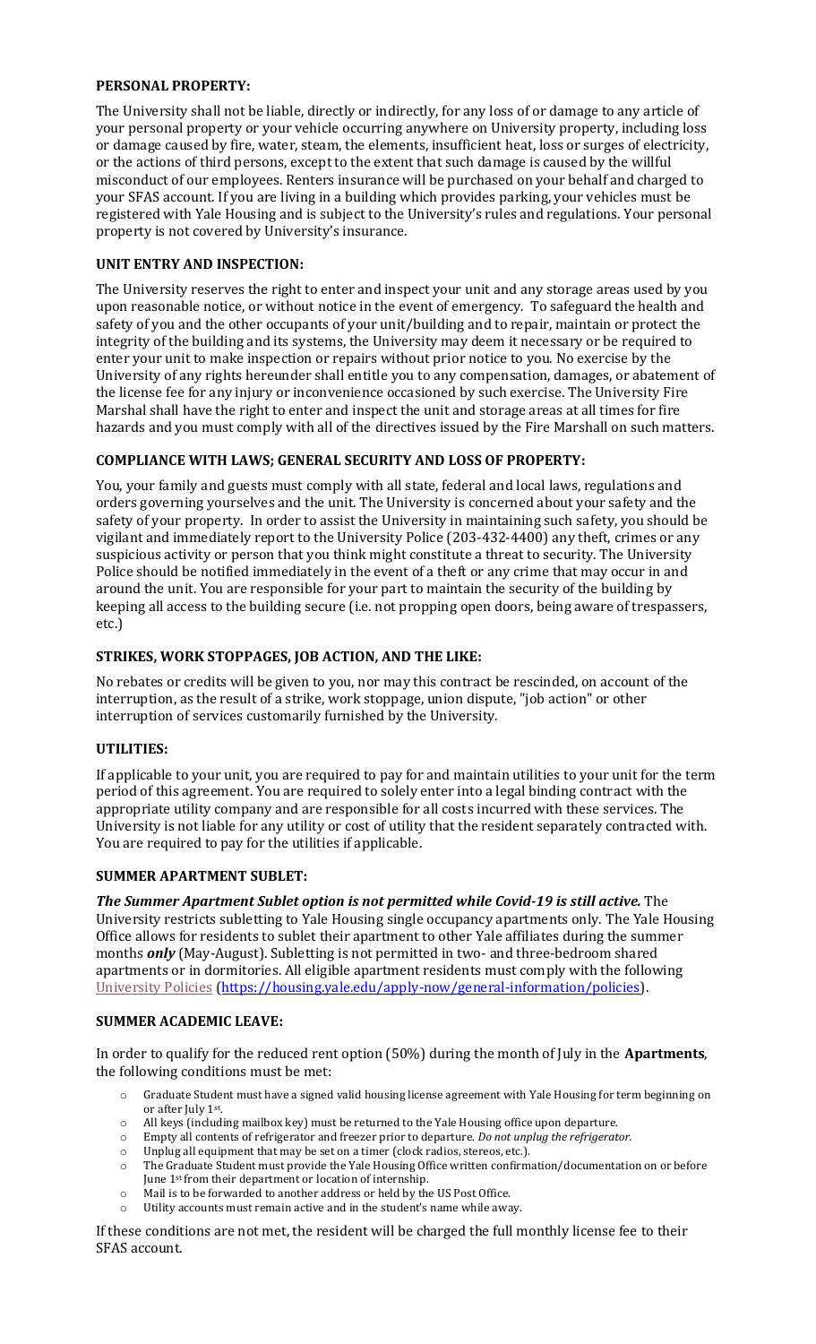**PERSONAL PROPERTY:**

The University shall not be liable, directly or indirectly, for any loss of or damage to any article of your personal property or your vehicle occurring anywhere on University property, including loss or damage caused by fire, water, steam, the elements, insufficient heat, loss or surges of electricity, or the actions of third persons, except to the extent that such damage is caused by the willful misconduct of our employees. Renters insurance will be purchased on your behalf and charged to your SFAS account. If you are living in a building which provides parking, your vehicles must be registered with Yale Housing and is subject to the University's rules and regulations. Your personal property is not covered by University's insurance.

**UNIT ENTRY AND INSPECTION:**

The University reserves the right to enter and inspect your unit and any storage areas used by you upon reasonable notice, or without notice in the event of emergency. To safeguard the health and safety of you and the other occupants of your unit/building and to repair, maintain or protect the integrity of the building and its systems, the University may deem it necessary or be required to enter your unit to make inspection or repairs without prior notice to you. No exercise by the University of any rights hereunder shall entitle you to any compensation, damages, or abatement of the license fee for any injury or inconvenience occasioned by such exercise. The University Fire Marshal shall have the right to enter and inspect the unit and storage areas at all times for fire hazards and you must comply with all of the directives issued by the Fire Marshall on such matters.

**COMPLIANCE WITH LAWS; GENERAL SECURITY AND LOSS OF PROPERTY:**

You, your family and guests must comply with all state, federal and local laws, regulations and orders governing yourselves and the unit. The University is concerned about your safety and the safety of your property. In order to assist the University in maintaining such safety, you should be vigilant and immediately report to the University Police (203-432-4400) any theft, crimes or any suspicious activity or person that you think might constitute a threat to security. The University Police should be notified immediately in the event of a theft or any crime that may occur in and around the unit. You are responsible for your part to maintain the security of the building by keeping all access to the building secure (i.e. not propping open doors, being aware of trespassers, etc.)

**STRIKES, WORK STOPPAGES, JOB ACTION, AND THE LIKE:**

No rebates or credits will be given to you, nor may this contract be rescinded, on account of the interruption, as the result of a strike, work stoppage, union dispute, "job action" or other interruption of services customarily furnished by the University.

**UTILITIES:**

If applicable to your unit, you are required to pay for and maintain utilities to your unit for the term period of this agreement. You are required to solely enter into a legal binding contract with the appropriate utility company and are responsible for all costs incurred with these services. The University is not liable for any utility or cost of utility that the resident separately contracted with. You are required to pay for the utilities if applicable.

**SUMMER APARTMENT SUBLET:**

***The Summer Apartment Sublet option is not permitted while Covid-19 is still active.*** The University restricts subletting to Yale Housing single occupancy apartments only. The Yale Housing Office allows for residents to sublet their apartment to other Yale affiliates during the summer months ***only*** (May-August). Subletting is not permitted in two- and three-bedroom shared apartments or in dormitories. All eligible apartment residents must comply with the following University Policies (https://housing.yale.edu/apply-now/general-information/policies).

**SUMMER ACADEMIC LEAVE:**

In order to qualify for the reduced rent option (50%) during the month of July in the **Apartments**, the following conditions must be met:

- Graduate Student must have a signed valid housing license agreement with Yale Housing for term beginning on or after July 1st.
- All keys (including mailbox key) must be returned to the Yale Housing office upon departure.
- Empty all contents of refrigerator and freezer prior to departure. *Do not unplug the refrigerator.*
- Unplug all equipment that may be set on a timer (clock radios, stereos, etc.).
- The Graduate Student must provide the Yale Housing Office written confirmation/documentation on or before June 1st from their department or location of internship.
- Mail is to be forwarded to another address or held by the US Post Office.
- Utility accounts must remain active and in the student's name while away.

If these conditions are not met, the resident will be charged the full monthly license fee to their SFAS account.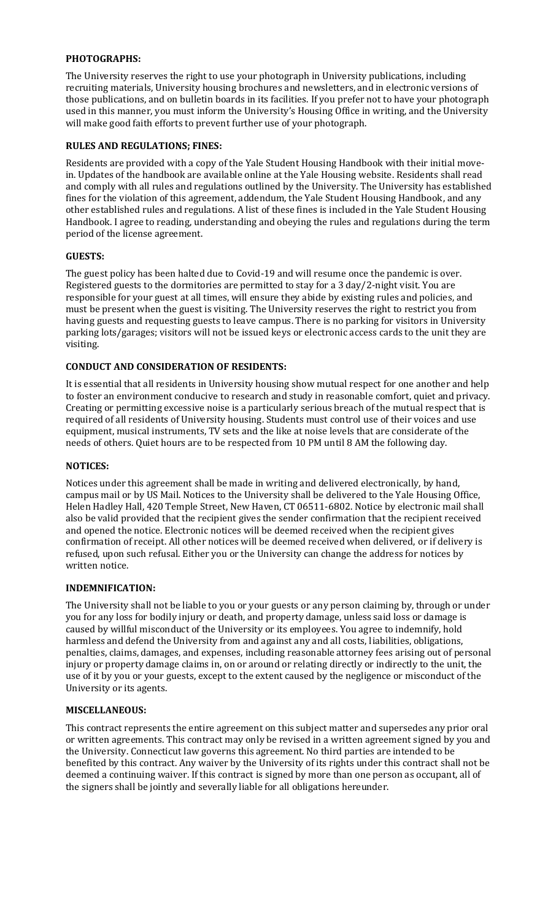**PHOTOGRAPHS:**

The University reserves the right to use your photograph in University publications, including recruiting materials, University housing brochures and newsletters, and in electronic versions of those publications, and on bulletin boards in its facilities. If you prefer not to have your photograph used in this manner, you must inform the University's Housing Office in writing, and the University will make good faith efforts to prevent further use of your photograph.

**RULES AND REGULATIONS; FINES:**

Residents are provided with a copy of the Yale Student Housing Handbook with their initial move-in. Updates of the handbook are available online at the Yale Housing website. Residents shall read and comply with all rules and regulations outlined by the University. The University has established fines for the violation of this agreement, addendum, the Yale Student Housing Handbook, and any other established rules and regulations. A list of these fines is included in the Yale Student Housing Handbook. I agree to reading, understanding and obeying the rules and regulations during the term period of the license agreement.

**GUESTS:**

The guest policy has been halted due to Covid-19 and will resume once the pandemic is over. Registered guests to the dormitories are permitted to stay for a 3 day/2-night visit. You are responsible for your guest at all times, will ensure they abide by existing rules and policies, and must be present when the guest is visiting. The University reserves the right to restrict you from having guests and requesting guests to leave campus. There is no parking for visitors in University parking lots/garages; visitors will not be issued keys or electronic access cards to the unit they are visiting.

**CONDUCT AND CONSIDERATION OF RESIDENTS:**

It is essential that all residents in University housing show mutual respect for one another and help to foster an environment conducive to research and study in reasonable comfort, quiet and privacy. Creating or permitting excessive noise is a particularly serious breach of the mutual respect that is required of all residents of University housing. Students must control use of their voices and use equipment, musical instruments, TV sets and the like at noise levels that are considerate of the needs of others. Quiet hours are to be respected from 10 PM until 8 AM the following day.

**NOTICES:**

Notices under this agreement shall be made in writing and delivered electronically, by hand, campus mail or by US Mail. Notices to the University shall be delivered to the Yale Housing Office, Helen Hadley Hall, 420 Temple Street, New Haven, CT 06511-6802. Notice by electronic mail shall also be valid provided that the recipient gives the sender confirmation that the recipient received and opened the notice. Electronic notices will be deemed received when the recipient gives confirmation of receipt. All other notices will be deemed received when delivered, or if delivery is refused, upon such refusal. Either you or the University can change the address for notices by written notice.

**INDEMNIFICATION:**

The University shall not be liable to you or your guests or any person claiming by, through or under you for any loss for bodily injury or death, and property damage, unless said loss or damage is caused by willful misconduct of the University or its employees. You agree to indemnify, hold harmless and defend the University from and against any and all costs, liabilities, obligations, penalties, claims, damages, and expenses, including reasonable attorney fees arising out of personal injury or property damage claims in, on or around or relating directly or indirectly to the unit, the use of it by you or your guests, except to the extent caused by the negligence or misconduct of the University or its agents.

**MISCELLANEOUS:**

This contract represents the entire agreement on this subject matter and supersedes any prior oral or written agreements. This contract may only be revised in a written agreement signed by you and the University. Connecticut law governs this agreement. No third parties are intended to be benefited by this contract. Any waiver by the University of its rights under this contract shall not be deemed a continuing waiver. If this contract is signed by more than one person as occupant, all of the signers shall be jointly and severally liable for all obligations hereunder.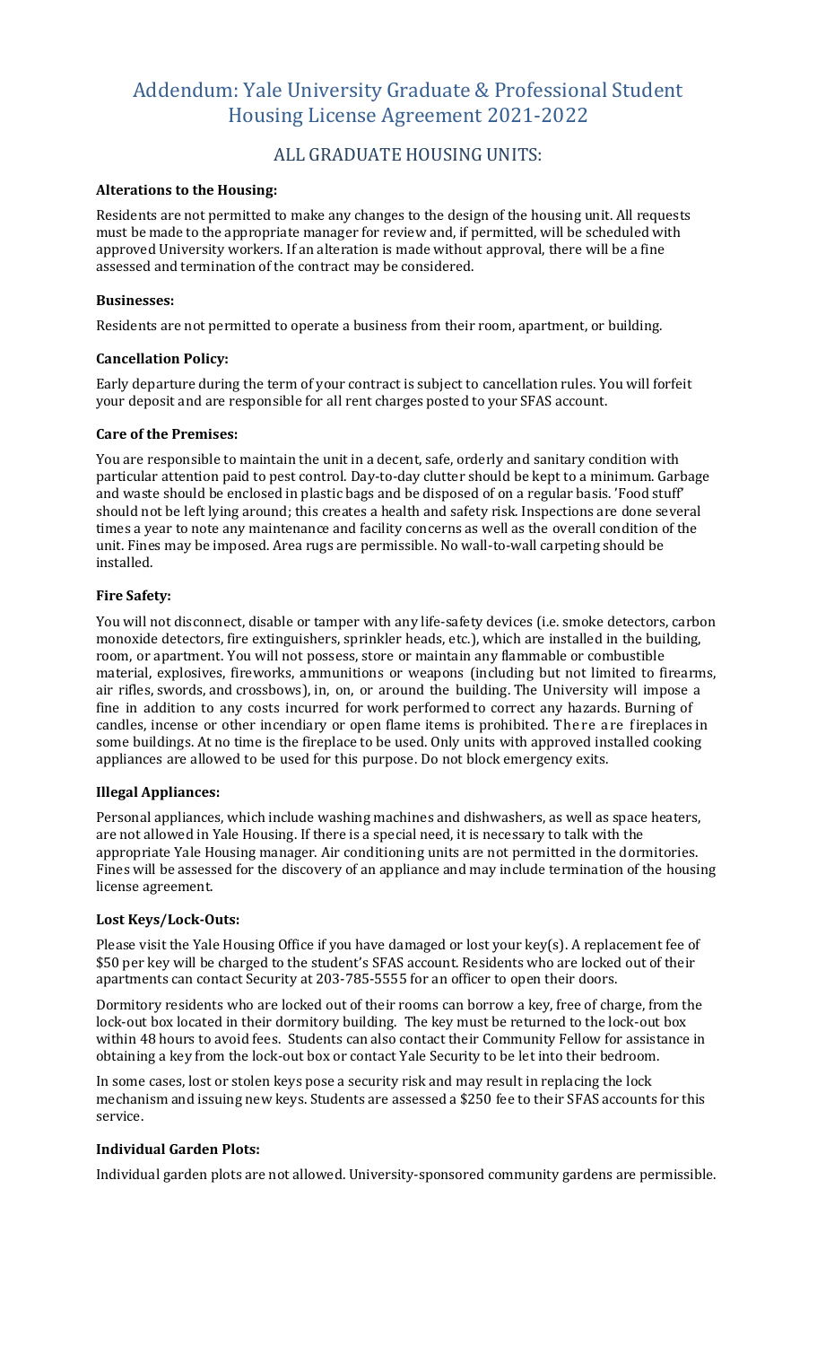# Addendum: Yale University Graduate & Professional Student Housing License Agreement 2021-2022

## ALL GRADUATE HOUSING UNITS:

**Alterations to the Housing:**

Residents are not permitted to make any changes to the design of the housing unit. All requests must be made to the appropriate manager for review and, if permitted, will be scheduled with approved University workers. If an alteration is made without approval, there will be a fine assessed and termination of the contract may be considered.

**Businesses:**

Residents are not permitted to operate a business from their room, apartment, or building.

**Cancellation Policy:**

Early departure during the term of your contract is subject to cancellation rules. You will forfeit your deposit and are responsible for all rent charges posted to your SFAS account.

**Care of the Premises:**

You are responsible to maintain the unit in a decent, safe, orderly and sanitary condition with particular attention paid to pest control. Day-to-day clutter should be kept to a minimum. Garbage and waste should be enclosed in plastic bags and be disposed of on a regular basis. 'Food stuff' should not be left lying around; this creates a health and safety risk. Inspections are done several times a year to note any maintenance and facility concerns as well as the overall condition of the unit. Fines may be imposed. Area rugs are permissible. No wall-to-wall carpeting should be installed.

**Fire Safety:**

You will not disconnect, disable or tamper with any life-safety devices (i.e. smoke detectors, carbon monoxide detectors, fire extinguishers, sprinkler heads, etc.), which are installed in the building, room, or apartment. You will not possess, store or maintain any flammable or combustible material, explosives, fireworks, ammunitions or weapons (including but not limited to firearms, air rifles, swords, and crossbows), in, on, or around the building. The University will impose a fine in addition to any costs incurred for work performed to correct any hazards. Burning of candles, incense or other incendiary or open flame items is prohibited. There are fireplaces in some buildings. At no time is the fireplace to be used. Only units with approved installed cooking appliances are allowed to be used for this purpose. Do not block emergency exits.

**Illegal Appliances:**

Personal appliances, which include washing machines and dishwashers, as well as space heaters, are not allowed in Yale Housing. If there is a special need, it is necessary to talk with the appropriate Yale Housing manager. Air conditioning units are not permitted in the dormitories. Fines will be assessed for the discovery of an appliance and may include termination of the housing license agreement.

**Lost Keys/Lock-Outs:**

Please visit the Yale Housing Office if you have damaged or lost your key(s). A replacement fee of $50 per key will be charged to the student's SFAS account. Residents who are locked out of their apartments can contact Security at 203-785-5555 for an officer to open their doors.

Dormitory residents who are locked out of their rooms can borrow a key, free of charge, from the lock-out box located in their dormitory building. The key must be returned to the lock-out box within 48 hours to avoid fees. Students can also contact their Community Fellow for assistance in obtaining a key from the lock-out box or contact Yale Security to be let into their bedroom.

In some cases, lost or stolen keys pose a security risk and may result in replacing the lock mechanism and issuing new keys. Students are assessed a $250 fee to their SFAS accounts for this service.

**Individual Garden Plots:**

Individual garden plots are not allowed. University-sponsored community gardens are permissible.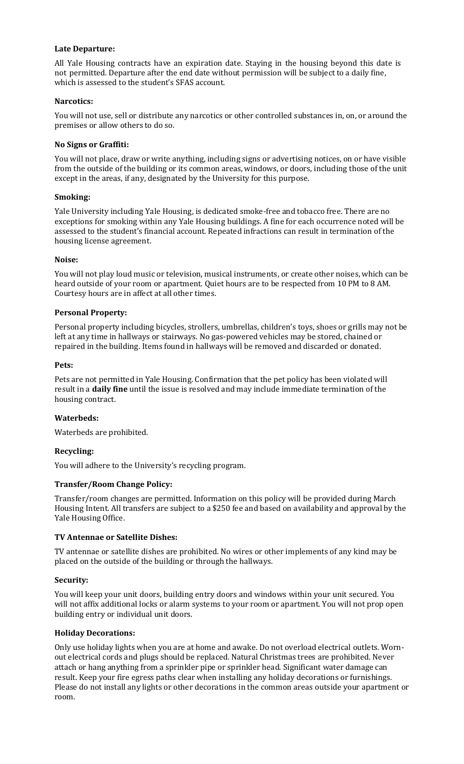**Late Departure:**

All Yale Housing contracts have an expiration date. Staying in the housing beyond this date is not permitted. Departure after the end date without permission will be subject to a daily fine, which is assessed to the student's SFAS account.

**Narcotics:**

You will not use, sell or distribute any narcotics or other controlled substances in, on, or around the premises or allow others to do so.

**No Signs or Graffiti:**

You will not place, draw or write anything, including signs or advertising notices, on or have visible from the outside of the building or its common areas, windows, or doors, including those of the unit except in the areas, if any, designated by the University for this purpose.

**Smoking:**

Yale University including Yale Housing, is dedicated smoke-free and tobacco free. There are no exceptions for smoking within any Yale Housing buildings. A fine for each occurrence noted will be assessed to the student's financial account. Repeated infractions can result in termination of the housing license agreement.

**Noise:**

You will not play loud music or television, musical instruments, or create other noises, which can be heard outside of your room or apartment. Quiet hours are to be respected from 10 PM to 8 AM. Courtesy hours are in affect at all other times.

**Personal Property:**

Personal property including bicycles, strollers, umbrellas, children's toys, shoes or grills may not be left at any time in hallways or stairways. No gas-powered vehicles may be stored, chained or repaired in the building. Items found in hallways will be removed and discarded or donated.

**Pets:**

Pets are not permitted in Yale Housing. Confirmation that the pet policy has been violated will result in a **daily fine** until the issue is resolved and may include immediate termination of the housing contract.

**Waterbeds:**

Waterbeds are prohibited.

**Recycling:**

You will adhere to the University's recycling program.

**Transfer/Room Change Policy:**

Transfer/room changes are permitted. Information on this policy will be provided during March Housing Intent. All transfers are subject to a $250 fee and based on availability and approval by the Yale Housing Office.

**TV Antennae or Satellite Dishes:**

TV antennae or satellite dishes are prohibited. No wires or other implements of any kind may be placed on the outside of the building or through the hallways.

**Security:**

You will keep your unit doors, building entry doors and windows within your unit secured. You will not affix additional locks or alarm systems to your room or apartment. You will not prop open building entry or individual unit doors.

**Holiday Decorations:**

Only use holiday lights when you are at home and awake. Do not overload electrical outlets. Worn-out electrical cords and plugs should be replaced. Natural Christmas trees are prohibited. Never attach or hang anything from a sprinkler pipe or sprinkler head. Significant water damage can result. Keep your fire egress paths clear when installing any holiday decorations or furnishings. Please do not install any lights or other decorations in the common areas outside your apartment or room.